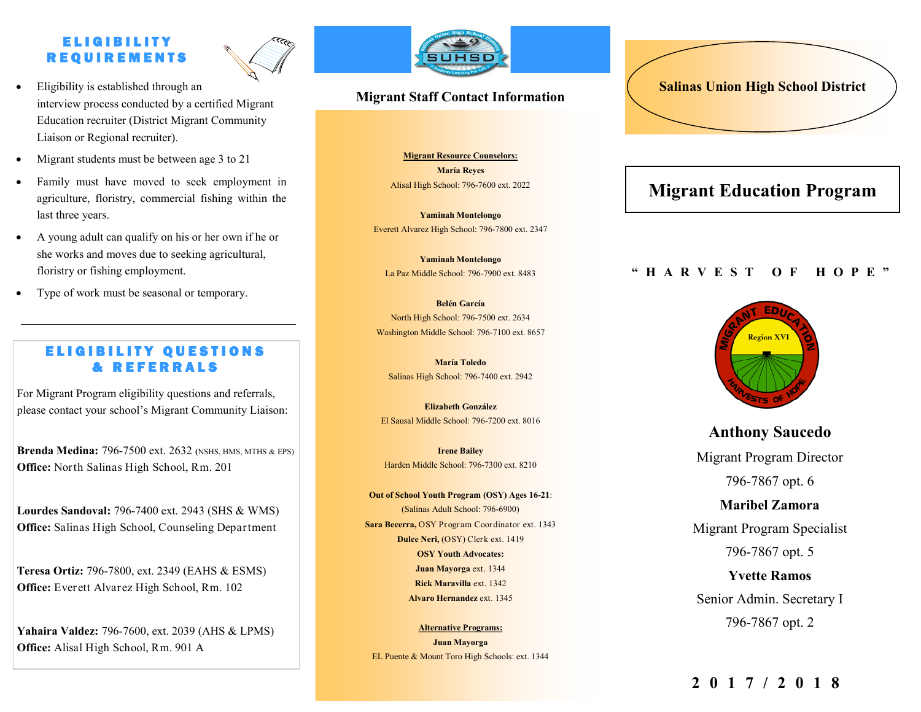## ELIGIBILITY REQUIREMENTS

- Eligibility is established through an interview process conducted by a certified Migrant Education recruiter (District Migrant Community Liaison or Regional recruiter).
- Migrant students must be between age 3 to 21
- Family must have moved to seek employment in agriculture, floristry, commercial fishing within the last three years.
- A young adult can qualify on his or her own if he or she works and moves due to seeking agricultural, floristry or fishing employment.
- Type of work must be seasonal or temporary.

## ELIGIBILITY QUESTIONS & REFERRALS

For Migrant Program eligibility questions and referrals, please contact your school's Migrant Community Liaison:

**Brenda Medina:** 796-7500 ext. 2632 (NSHS, HMS, MTHS & EPS)
**Office:** North Salinas High School, Rm. 201

**Lourdes Sandoval:** 796-7400 ext. 2943 (SHS & WMS)
**Office:** Salinas High School, Counseling Department

**Teresa Ortiz:** 796-7800, ext. 2349 (EAHS & ESMS)
**Office:** Everett Alvarez High School, Rm. 102

**Yahaira Valdez:** 796-7600, ext. 2039 (AHS & LPMS)
**Office:** Alisal High School, Rm. 901 A

## Migrant Staff Contact Information

**Migrant Resource Counselors:**

**María Reyes**
Alisal High School: 796-7600 ext. 2022

**Yaminah Montelongo**
Everett Alvarez High School: 796-7800 ext. 2347

**Yaminah Montelongo**
La Paz Middle School: 796-7900 ext. 8483

**Belén García**
North High School: 796-7500 ext. 2634
Washington Middle School: 796-7100 ext. 8657

**María Toledo**
Salinas High School: 796-7400 ext. 2942

**Elizabeth González**
El Sausal Middle School: 796-7200 ext. 8016

**Irene Bailey**
Harden Middle School: 796-7300 ext. 8210

**Out of School Youth Program (OSY) Ages 16-21**:
(Salinas Adult School: 796-6900)
**Sara Becerra,** OSY Program Coordinator ext. 1343
**Dulce Neri,** (OSY) Clerk ext. 1419
**OSY Youth Advocates:**
**Juan Mayorga** ext. 1344
**Rick Maravilla** ext. 1342
**Alvaro Hernandez** ext. 1345

**Alternative Programs:**
**Juan Mayorga**
EL Puente & Mount Toro High Schools: ext. 1344

## Salinas Union High School District

# Migrant Education Program

"HARVEST OF HOPE"

**Anthony Saucedo**
Migrant Program Director
796-7867 opt. 6

**Maribel Zamora**
Migrant Program Specialist
796-7867 opt. 5

**Yvette Ramos**
Senior Admin. Secretary I
796-7867 opt. 2

**2017/2018**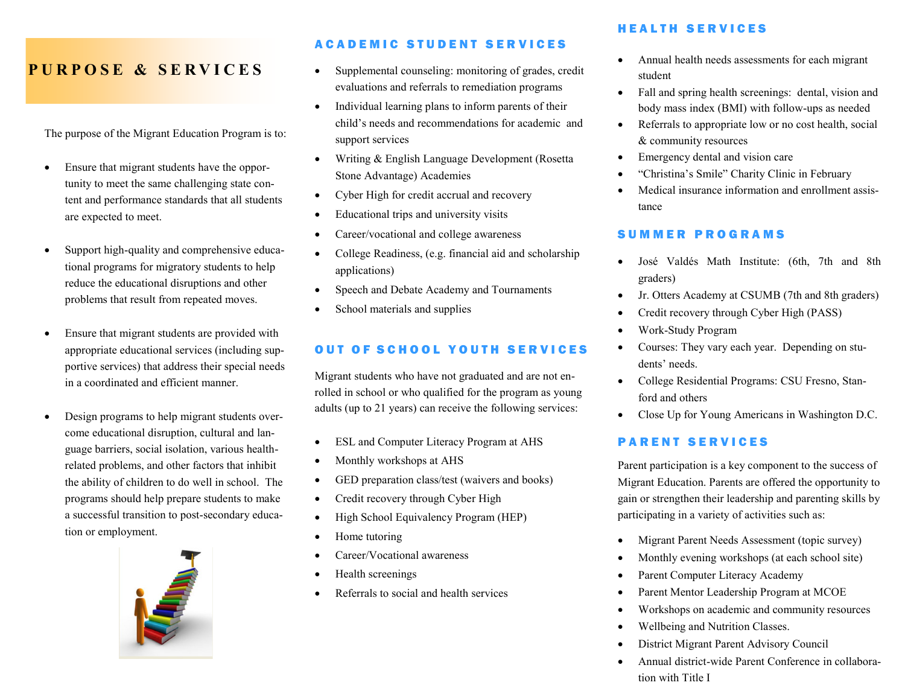# PURPOSE & SERVICES

The purpose of the Migrant Education Program is to:

- Ensure that migrant students have the opportunity to meet the same challenging state content and performance standards that all students are expected to meet.
- Support high-quality and comprehensive educational programs for migratory students to help reduce the educational disruptions and other problems that result from repeated moves.
- Ensure that migrant students are provided with appropriate educational services (including supportive services) that address their special needs in a coordinated and efficient manner.
- Design programs to help migrant students overcome educational disruption, cultural and language barriers, social isolation, various health-related problems, and other factors that inhibit the ability of children to do well in school. The programs should help prepare students to make a successful transition to post-secondary education or employment.

## ACADEMIC STUDENT SERVICES

- Supplemental counseling: monitoring of grades, credit evaluations and referrals to remediation programs
- Individual learning plans to inform parents of their child's needs and recommendations for academic and support services
- Writing & English Language Development (Rosetta Stone Advantage) Academies
- Cyber High for credit accrual and recovery
- Educational trips and university visits
- Career/vocational and college awareness
- College Readiness, (e.g. financial aid and scholarship applications)
- Speech and Debate Academy and Tournaments
- School materials and supplies

## OUT OF SCHOOL YOUTH SERVICES

Migrant students who have not graduated and are not enrolled in school or who qualified for the program as young adults (up to 21 years) can receive the following services:

- ESL and Computer Literacy Program at AHS
- Monthly workshops at AHS
- GED preparation class/test (waivers and books)
- Credit recovery through Cyber High
- High School Equivalency Program (HEP)
- Home tutoring
- Career/Vocational awareness
- Health screenings
- Referrals to social and health services

## HEALTH SERVICES

- Annual health needs assessments for each migrant student
- Fall and spring health screenings: dental, vision and body mass index (BMI) with follow-ups as needed
- Referrals to appropriate low or no cost health, social & community resources
- Emergency dental and vision care
- "Christina's Smile" Charity Clinic in February
- Medical insurance information and enrollment assistance

## SUMMER PROGRAMS

- José Valdés Math Institute: (6th, 7th and 8th graders)
- Jr. Otters Academy at CSUMB (7th and 8th graders)
- Credit recovery through Cyber High (PASS)
- Work-Study Program
- Courses: They vary each year. Depending on students' needs.
- College Residential Programs: CSU Fresno, Stanford and others
- Close Up for Young Americans in Washington D.C.

## PARENT SERVICES

Parent participation is a key component to the success of Migrant Education. Parents are offered the opportunity to gain or strengthen their leadership and parenting skills by participating in a variety of activities such as:

- Migrant Parent Needs Assessment (topic survey)
- Monthly evening workshops (at each school site)
- Parent Computer Literacy Academy
- Parent Mentor Leadership Program at MCOE
- Workshops on academic and community resources
- Wellbeing and Nutrition Classes.
- District Migrant Parent Advisory Council
- Annual district-wide Parent Conference in collaboration with Title I